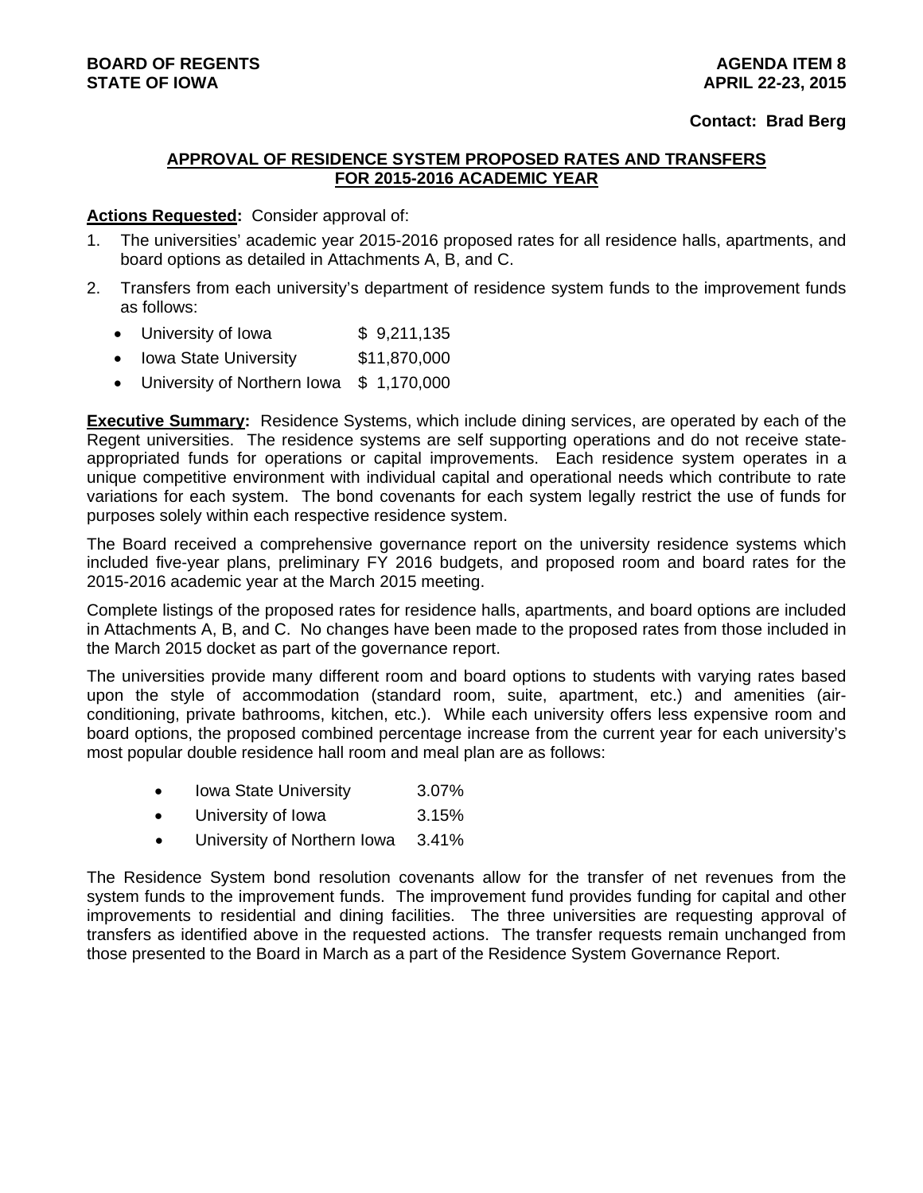**BOARD OF REGENTS**
**STATE OF IOWA**

**AGENDA ITEM 8**
**APRIL 22-23, 2015**

**Contact: Brad Berg**

## APPROVAL OF RESIDENCE SYSTEM PROPOSED RATES AND TRANSFERS FOR 2015-2016 ACADEMIC YEAR

**Actions Requested:** Consider approval of:

1. The universities' academic year 2015-2016 proposed rates for all residence halls, apartments, and board options as detailed in Attachments A, B, and C.
2. Transfers from each university's department of residence system funds to the improvement funds as follows:
   - University of Iowa $ 9,211,135
   - Iowa State University $11,870,000
   - University of Northern Iowa $ 1,170,000

**Executive Summary:** Residence Systems, which include dining services, are operated by each of the Regent universities. The residence systems are self supporting operations and do not receive state-appropriated funds for operations or capital improvements. Each residence system operates in a unique competitive environment with individual capital and operational needs which contribute to rate variations for each system. The bond covenants for each system legally restrict the use of funds for purposes solely within each respective residence system.

The Board received a comprehensive governance report on the university residence systems which included five-year plans, preliminary FY 2016 budgets, and proposed room and board rates for the 2015-2016 academic year at the March 2015 meeting.

Complete listings of the proposed rates for residence halls, apartments, and board options are included in Attachments A, B, and C. No changes have been made to the proposed rates from those included in the March 2015 docket as part of the governance report.

The universities provide many different room and board options to students with varying rates based upon the style of accommodation (standard room, suite, apartment, etc.) and amenities (air-conditioning, private bathrooms, kitchen, etc.). While each university offers less expensive room and board options, the proposed combined percentage increase from the current year for each university's most popular double residence hall room and meal plan are as follows:

- Iowa State University 3.07%
- University of Iowa 3.15%
- University of Northern Iowa 3.41%

The Residence System bond resolution covenants allow for the transfer of net revenues from the system funds to the improvement funds. The improvement fund provides funding for capital and other improvements to residential and dining facilities. The three universities are requesting approval of transfers as identified above in the requested actions. The transfer requests remain unchanged from those presented to the Board in March as a part of the Residence System Governance Report.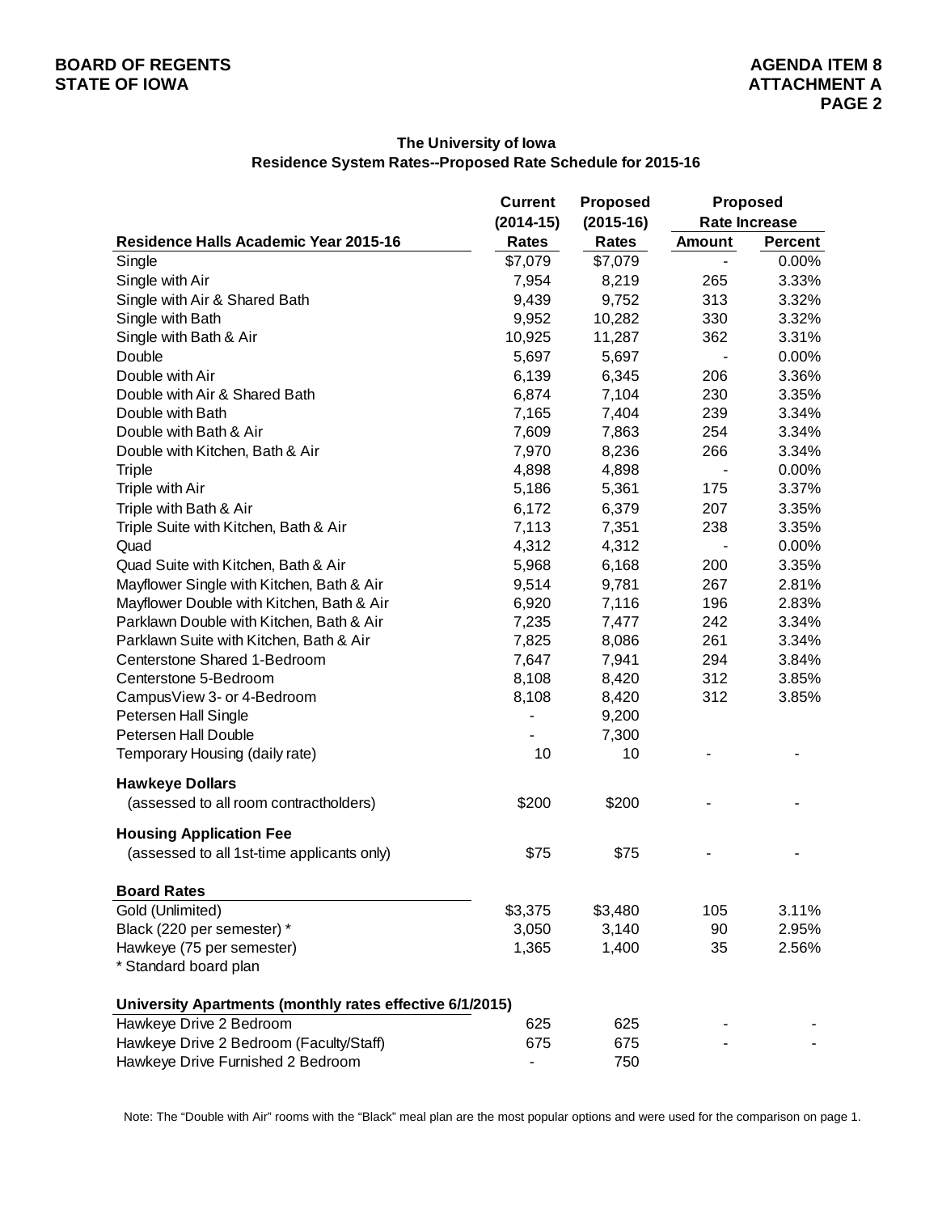### The University of Iowa
### Residence System Rates--Proposed Rate Schedule for 2015-16

| Residence Halls Academic Year 2015-16 | Current (2014-15) Rates | Proposed (2015-16) Rates | Proposed Rate Increase Amount | Proposed Rate Increase Percent |
|---|---|---|---|---|
| Single | $7,079 | $7,079 | - | 0.00% |
| Single with Air | 7,954 | 8,219 | 265 | 3.33% |
| Single with Air & Shared Bath | 9,439 | 9,752 | 313 | 3.32% |
| Single with Bath | 9,952 | 10,282 | 330 | 3.32% |
| Single with Bath & Air | 10,925 | 11,287 | 362 | 3.31% |
| Double | 5,697 | 5,697 | - | 0.00% |
| Double with Air | 6,139 | 6,345 | 206 | 3.36% |
| Double with Air & Shared Bath | 6,874 | 7,104 | 230 | 3.35% |
| Double with Bath | 7,165 | 7,404 | 239 | 3.34% |
| Double with Bath & Air | 7,609 | 7,863 | 254 | 3.34% |
| Double with Kitchen, Bath & Air | 7,970 | 8,236 | 266 | 3.34% |
| Triple | 4,898 | 4,898 | - | 0.00% |
| Triple with Air | 5,186 | 5,361 | 175 | 3.37% |
| Triple with Bath & Air | 6,172 | 6,379 | 207 | 3.35% |
| Triple Suite with Kitchen, Bath & Air | 7,113 | 7,351 | 238 | 3.35% |
| Quad | 4,312 | 4,312 | - | 0.00% |
| Quad Suite with Kitchen, Bath & Air | 5,968 | 6,168 | 200 | 3.35% |
| Mayflower Single with Kitchen, Bath & Air | 9,514 | 9,781 | 267 | 2.81% |
| Mayflower Double with Kitchen, Bath & Air | 6,920 | 7,116 | 196 | 2.83% |
| Parklawn Double with Kitchen, Bath & Air | 7,235 | 7,477 | 242 | 3.34% |
| Parklawn Suite with Kitchen, Bath & Air | 7,825 | 8,086 | 261 | 3.34% |
| Centerstone Shared 1-Bedroom | 7,647 | 7,941 | 294 | 3.84% |
| Centerstone 5-Bedroom | 8,108 | 8,420 | 312 | 3.85% |
| CampusView 3- or 4-Bedroom | 8,108 | 8,420 | 312 | 3.85% |
| Petersen Hall Single | - | 9,200 | | |
| Petersen Hall Double | - | 7,300 | | |
| Temporary Housing (daily rate) | 10 | 10 | - | - |
| **Hawkeye Dollars** | | | | |
| (assessed to all room contractholders) | $200 | $200 | - | - |
| **Housing Application Fee** | | | | |
| (assessed to all 1st-time applicants only) | $75 | $75 | - | - |
| **Board Rates** | | | | |
| Gold (Unlimited) | $3,375 | $3,480 | 105 | 3.11% |
| Black (220 per semester) * | 3,050 | 3,140 | 90 | 2.95% |
| Hawkeye (75 per semester) | 1,365 | 1,400 | 35 | 2.56% |
| * Standard board plan | | | | |
| **University Apartments (monthly rates effective 6/1/2015)** | | | | |
| Hawkeye Drive 2 Bedroom | 625 | 625 | - | - |
| Hawkeye Drive 2 Bedroom (Faculty/Staff) | 675 | 675 | - | - |
| Hawkeye Drive Furnished 2 Bedroom | - | 750 | | |

Note: The "Double with Air" rooms with the "Black" meal plan are the most popular options and were used for the comparison on page 1.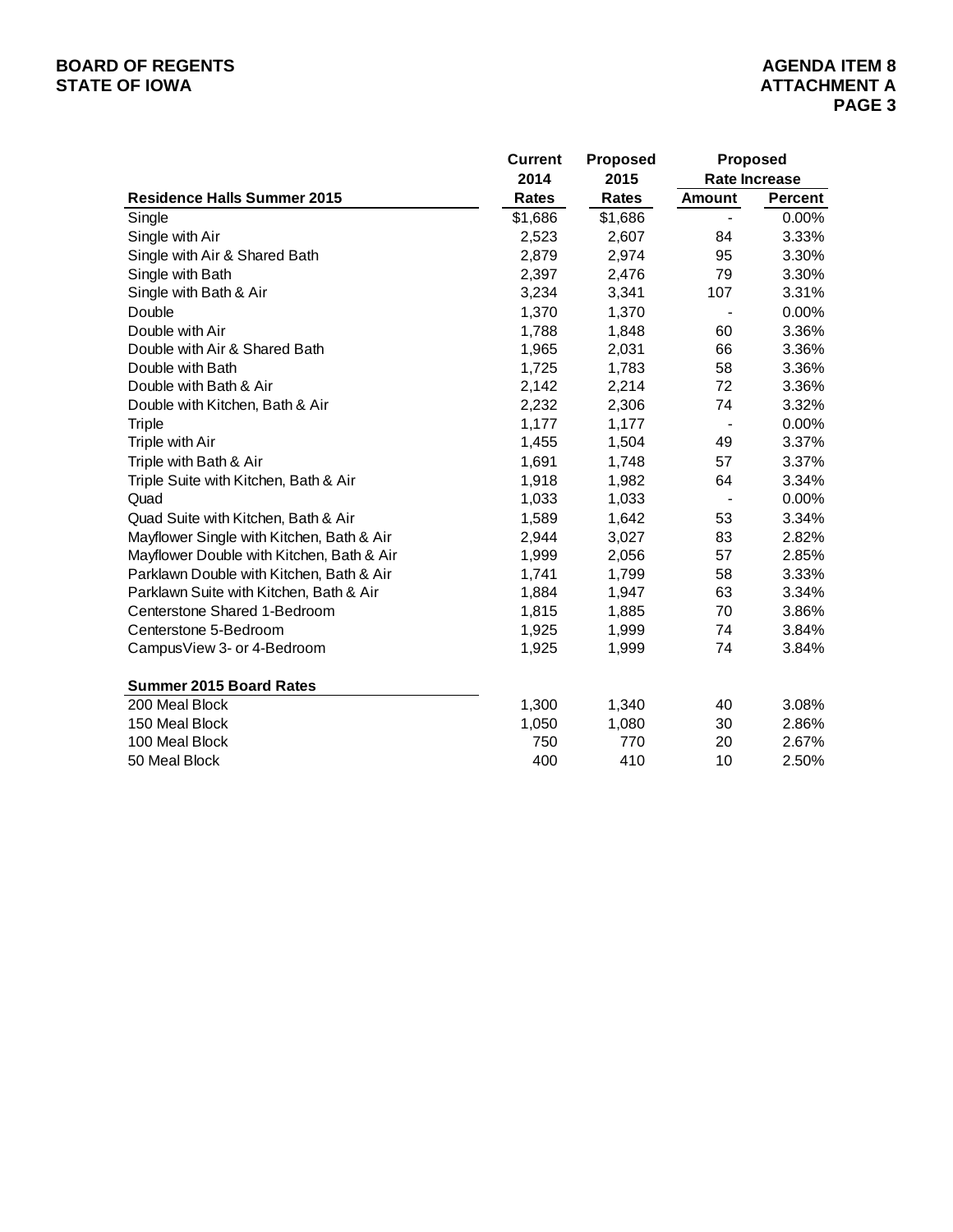| Residence Halls Summer 2015 | Current 2014 Rates | Proposed 2015 Rates | Proposed Rate Increase | |
|---|---|---|---|---|
| | | | Amount | Percent |
| Single | $1,686 | $1,686 | - | 0.00% |
| Single with Air | 2,523 | 2,607 | 84 | 3.33% |
| Single with Air & Shared Bath | 2,879 | 2,974 | 95 | 3.30% |
| Single with Bath | 2,397 | 2,476 | 79 | 3.30% |
| Single with Bath & Air | 3,234 | 3,341 | 107 | 3.31% |
| Double | 1,370 | 1,370 | - | 0.00% |
| Double with Air | 1,788 | 1,848 | 60 | 3.36% |
| Double with Air & Shared Bath | 1,965 | 2,031 | 66 | 3.36% |
| Double with Bath | 1,725 | 1,783 | 58 | 3.36% |
| Double with Bath & Air | 2,142 | 2,214 | 72 | 3.36% |
| Double with Kitchen, Bath & Air | 2,232 | 2,306 | 74 | 3.32% |
| Triple | 1,177 | 1,177 | - | 0.00% |
| Triple with Air | 1,455 | 1,504 | 49 | 3.37% |
| Triple with Bath & Air | 1,691 | 1,748 | 57 | 3.37% |
| Triple Suite with Kitchen, Bath & Air | 1,918 | 1,982 | 64 | 3.34% |
| Quad | 1,033 | 1,033 | - | 0.00% |
| Quad Suite with Kitchen, Bath & Air | 1,589 | 1,642 | 53 | 3.34% |
| Mayflower Single with Kitchen, Bath & Air | 2,944 | 3,027 | 83 | 2.82% |
| Mayflower Double with Kitchen, Bath & Air | 1,999 | 2,056 | 57 | 2.85% |
| Parklawn Double with Kitchen, Bath & Air | 1,741 | 1,799 | 58 | 3.33% |
| Parklawn Suite with Kitchen, Bath & Air | 1,884 | 1,947 | 63 | 3.34% |
| Centerstone Shared 1-Bedroom | 1,815 | 1,885 | 70 | 3.86% |
| Centerstone 5-Bedroom | 1,925 | 1,999 | 74 | 3.84% |
| CampusView 3- or 4-Bedroom | 1,925 | 1,999 | 74 | 3.84% |
| **Summer 2015 Board Rates** | | | | |
| 200 Meal Block | 1,300 | 1,340 | 40 | 3.08% |
| 150 Meal Block | 1,050 | 1,080 | 30 | 2.86% |
| 100 Meal Block | 750 | 770 | 20 | 2.67% |
| 50 Meal Block | 400 | 410 | 10 | 2.50% |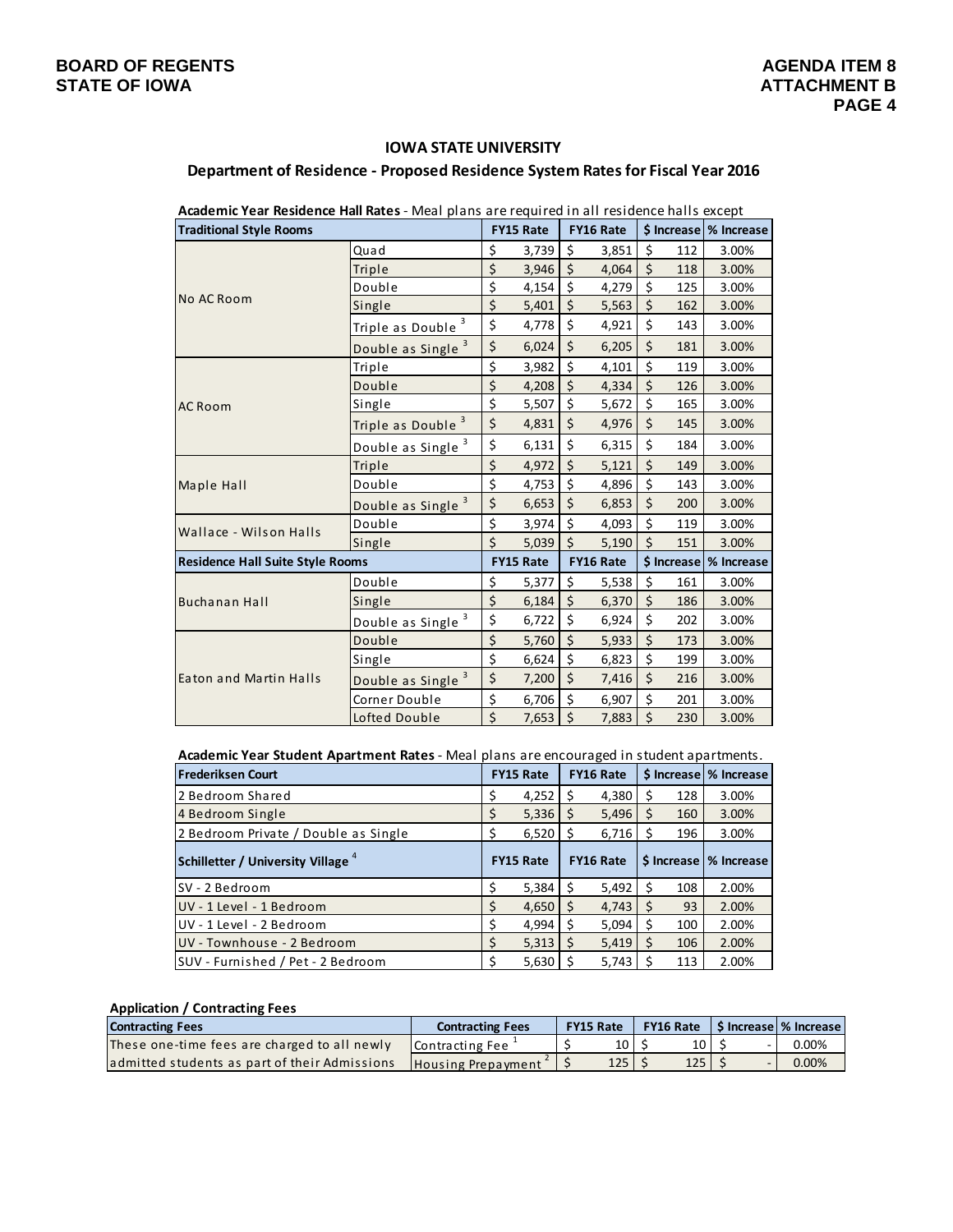BOARD OF REGENTS
STATE OF IOWA

AGENDA ITEM 8
ATTACHMENT B

## IOWA STATE UNIVERSITY

### Department of Residence - Proposed Residence System Rates for Fiscal Year 2016

**Academic Year Residence Hall Rates** - Meal plans are required in all residence halls except

| Traditional Style Rooms | | FY15 Rate | FY16 Rate | $ Increase | % Increase |
|---|---|---|---|---|---|
| No AC Room | Quad | $ 3,739 | $ 3,851 | $ 112 | 3.00% |
| | Triple | $ 3,946 | $ 4,064 | $ 118 | 3.00% |
| | Double | $ 4,154 | $ 4,279 | $ 125 | 3.00% |
| | Single | $ 5,401 | $ 5,563 | $ 162 | 3.00% |
| | Triple as Double [3] | $ 4,778 | $ 4,921 | $ 143 | 3.00% |
| | Double as Single [3] | $ 6,024 | $ 6,205 | $ 181 | 3.00% |
| AC Room | Triple | $ 3,982 | $ 4,101 | $ 119 | 3.00% |
| | Double | $ 4,208 | $ 4,334 | $ 126 | 3.00% |
| | Single | $ 5,507 | $ 5,672 | $ 165 | 3.00% |
| | Triple as Double [3] | $ 4,831 | $ 4,976 | $ 145 | 3.00% |
| | Double as Single [3] | $ 6,131 | $ 6,315 | $ 184 | 3.00% |
| Maple Hall | Triple | $ 4,972 | $ 5,121 | $ 149 | 3.00% |
| | Double | $ 4,753 | $ 4,896 | $ 143 | 3.00% |
| | Double as Single [3] | $ 6,653 | $ 6,853 | $ 200 | 3.00% |
| Wallace - Wilson Halls | Double | $ 3,974 | $ 4,093 | $ 119 | 3.00% |
| | Single | $ 5,039 | $ 5,190 | $ 151 | 3.00% |
| **Residence Hall Suite Style Rooms** | | **FY15 Rate** | **FY16 Rate** | **$ Increase** | **% Increase** |
| Buchanan Hall | Double | $ 5,377 | $ 5,538 | $ 161 | 3.00% |
| | Single | $ 6,184 | $ 6,370 | $ 186 | 3.00% |
| | Double as Single [3] | $ 6,722 | $ 6,924 | $ 202 | 3.00% |
| Eaton and Martin Halls | Double | $ 5,760 | $ 5,933 | $ 173 | 3.00% |
| | Single | $ 6,624 | $ 6,823 | $ 199 | 3.00% |
| | Double as Single [3] | $ 7,200 | $ 7,416 | $ 216 | 3.00% |
| | Corner Double | $ 6,706 | $ 6,907 | $ 201 | 3.00% |
| | Lofted Double | $ 7,653 | $ 7,883 | $ 230 | 3.00% |

**Academic Year Student Apartment Rates** - Meal plans are encouraged in student apartments.

| Frederiksen Court | FY15 Rate | FY16 Rate | $ Increase | % Increase |
|---|---|---|---|---|
| 2 Bedroom Shared | $ 4,252 | $ 4,380 | $ 128 | 3.00% |
| 4 Bedroom Single | $ 5,336 | $ 5,496 | $ 160 | 3.00% |
| 2 Bedroom Private / Double as Single | $ 6,520 | $ 6,716 | $ 196 | 3.00% |
| **Schilletter / University Village [4]** | **FY15 Rate** | **FY16 Rate** | **$ Increase** | **% Increase** |
| SV - 2 Bedroom | $ 5,384 | $ 5,492 | $ 108 | 2.00% |
| UV - 1 Level - 1 Bedroom | $ 4,650 | $ 4,743 | $ 93 | 2.00% |
| UV - 1 Level - 2 Bedroom | $ 4,994 | $ 5,094 | $ 100 | 2.00% |
| UV - Townhouse - 2 Bedroom | $ 5,313 | $ 5,419 | $ 106 | 2.00% |
| SUV - Furnished / Pet - 2 Bedroom | $ 5,630 | $ 5,743 | $ 113 | 2.00% |

**Application / Contracting Fees**

| Contracting Fees | Contracting Fees | FY15 Rate | FY16 Rate | $ Increase | % Increase |
|---|---|---|---|---|---|
| These one-time fees are charged to all newly | Contracting Fee [1] | $ 10 | $ 10 | $ - | 0.00% |
| admitted students as part of their Admissions | Housing Prepayment [2] | $ 125 | $ 125 | $ - | 0.00% |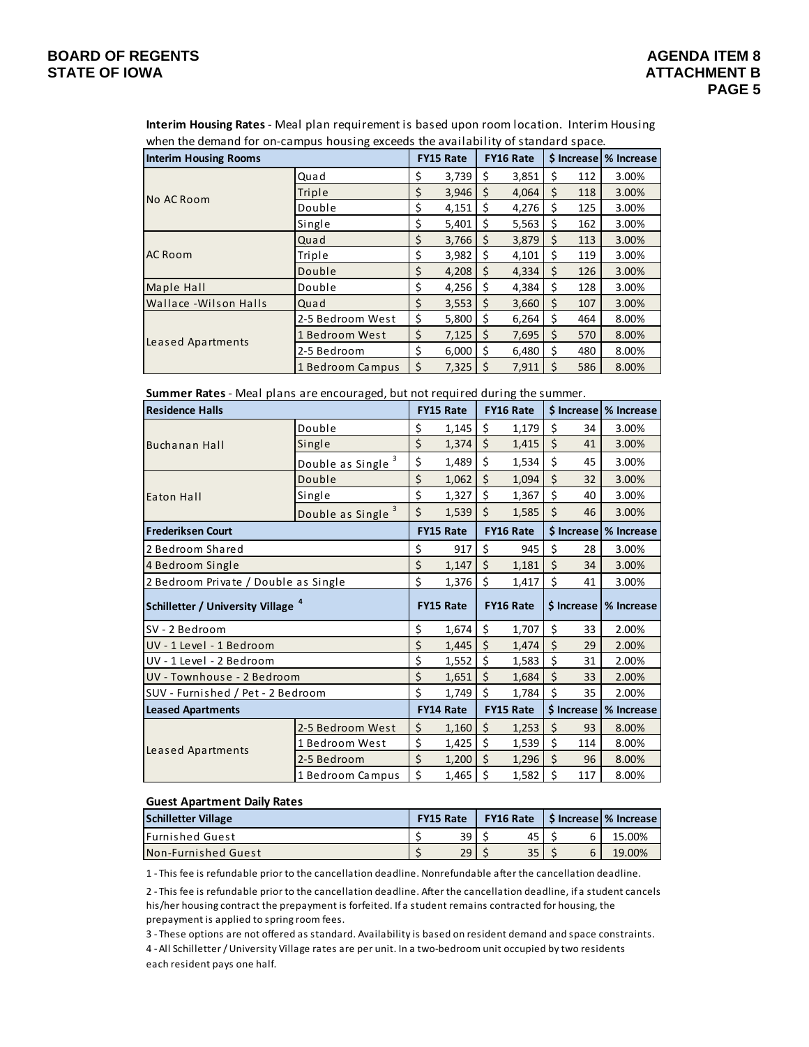**Interim Housing Rates** - Meal plan requirement is based upon room location. Interim Housing when the demand for on-campus housing exceeds the availability of standard space.

| Interim Housing Rooms | | FY15 Rate | FY16 Rate | $ Increase | % Increase |
|---|---|---|---|---|---|
| No AC Room | Quad | $ 3,739 | $ 3,851 | $ 112 | 3.00% |
| | Triple | $ 3,946 | $ 4,064 | $ 118 | 3.00% |
| | Double | $ 4,151 | $ 4,276 | $ 125 | 3.00% |
| | Single | $ 5,401 | $ 5,563 | $ 162 | 3.00% |
| AC Room | Quad | $ 3,766 | $ 3,879 | $ 113 | 3.00% |
| | Triple | $ 3,982 | $ 4,101 | $ 119 | 3.00% |
| | Double | $ 4,208 | $ 4,334 | $ 126 | 3.00% |
| Maple Hall | Double | $ 4,256 | $ 4,384 | $ 128 | 3.00% |
| Wallace -Wilson Halls | Quad | $ 3,553 | $ 3,660 | $ 107 | 3.00% |
| Leased Apartments | 2-5 Bedroom West | $ 5,800 | $ 6,264 | $ 464 | 8.00% |
| | 1 Bedroom West | $ 7,125 | $ 7,695 | $ 570 | 8.00% |
| | 2-5 Bedroom | $ 6,000 | $ 6,480 | $ 480 | 8.00% |
| | 1 Bedroom Campus | $ 7,325 | $ 7,911 | $ 586 | 8.00% |

**Summer Rates** - Meal plans are encouraged, but not required during the summer.

| Residence Halls | | FY15 Rate | FY16 Rate | $ Increase | % Increase |
|---|---|---|---|---|---|
| Buchanan Hall | Double | $ 1,145 | $ 1,179 | $ 34 | 3.00% |
| | Single | $ 1,374 | $ 1,415 | $ 41 | 3.00% |
| | Double as Single [3] | $ 1,489 | $ 1,534 | $ 45 | 3.00% |
| Eaton Hall | Double | $ 1,062 | $ 1,094 | $ 32 | 3.00% |
| | Single | $ 1,327 | $ 1,367 | $ 40 | 3.00% |
| | Double as Single [3] | $ 1,539 | $ 1,585 | $ 46 | 3.00% |
| **Frederiksen Court** | | **FY15 Rate** | **FY16 Rate** | **$ Increase** | **% Increase** |
| 2 Bedroom Shared | | $ 917 | $ 945 | $ 28 | 3.00% |
| 4 Bedroom Single | | $ 1,147 | $ 1,181 | $ 34 | 3.00% |
| 2 Bedroom Private / Double as Single | | $ 1,376 | $ 1,417 | $ 41 | 3.00% |
| **Schilletter / University Village [4]** | | **FY15 Rate** | **FY16 Rate** | **$ Increase** | **% Increase** |
| SV - 2 Bedroom | | $ 1,674 | $ 1,707 | $ 33 | 2.00% |
| UV - 1 Level - 1 Bedroom | | $ 1,445 | $ 1,474 | $ 29 | 2.00% |
| UV - 1 Level - 2 Bedroom | | $ 1,552 | $ 1,583 | $ 31 | 2.00% |
| UV - Townhouse - 2 Bedroom | | $ 1,651 | $ 1,684 | $ 33 | 2.00% |
| SUV - Furnished / Pet - 2 Bedroom | | $ 1,749 | $ 1,784 | $ 35 | 2.00% |
| **Leased Apartments** | | **FY14 Rate** | **FY15 Rate** | **$ Increase** | **% Increase** |
| Leased Apartments | 2-5 Bedroom West | $ 1,160 | $ 1,253 | $ 93 | 8.00% |
| | 1 Bedroom West | $ 1,425 | $ 1,539 | $ 114 | 8.00% |
| | 2-5 Bedroom | $ 1,200 | $ 1,296 | $ 96 | 8.00% |
| | 1 Bedroom Campus | $ 1,465 | $ 1,582 | $ 117 | 8.00% |

**Guest Apartment Daily Rates**

| Schilletter Village | FY15 Rate | FY16 Rate | $ Increase | % Increase |
|---|---|---|---|---|
| Furnished Guest | $ 39 | $ 45 | $ 6 | 15.00% |
| Non-Furnished Guest | $ 29 | $ 35 | $ 6 | 19.00% |

1 - This fee is refundable prior to the cancellation deadline. Nonrefundable after the cancellation deadline.

2 - This fee is refundable prior to the cancellation deadline. After the cancellation deadline, if a student cancels his/her housing contract the prepayment is forfeited. If a student remains contracted for housing, the prepayment is applied to spring room fees.

3 - These options are not offered as standard. Availability is based on resident demand and space constraints.

4 - All Schilletter / University Village rates are per unit. In a two-bedroom unit occupied by two residents each resident pays one half.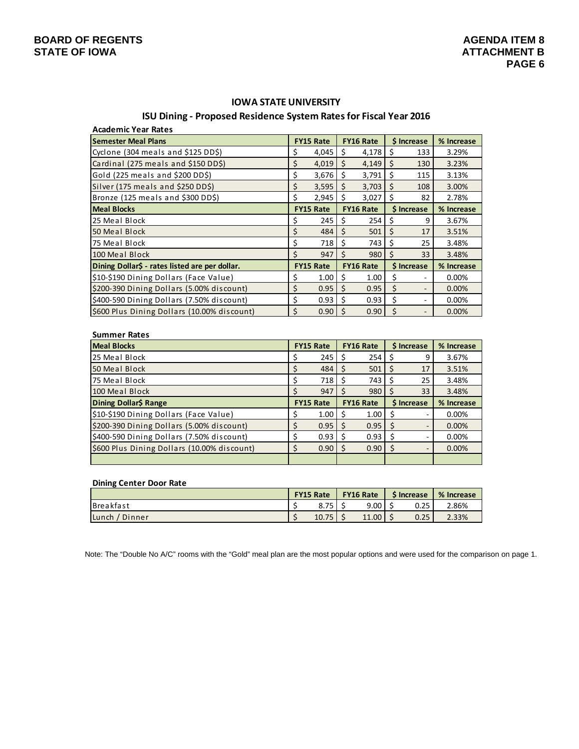BOARD OF REGENTS
STATE OF IOWA

AGENDA ITEM 8
ATTACHMENT B

## IOWA STATE UNIVERSITY

### ISU Dining - Proposed Residence System Rates for Fiscal Year 2016

**Academic Year Rates**

| Semester Meal Plans | FY15 Rate | FY16 Rate | $ Increase | % Increase |
|---|---|---|---|---|
| Cyclone (304 meals and $125 DD$) | $ 4,045 | $ 4,178 | $ 133 | 3.29% |
| Cardinal (275 meals and $150 DD$) | $ 4,019 | $ 4,149 | $ 130 | 3.23% |
| Gold (225 meals and $200 DD$) | $ 3,676 | $ 3,791 | $ 115 | 3.13% |
| Silver (175 meals and $250 DD$) | $ 3,595 | $ 3,703 | $ 108 | 3.00% |
| Bronze (125 meals and $300 DD$) | $ 2,945 | $ 3,027 | $ 82 | 2.78% |
| **Meal Blocks** | **FY15 Rate** | **FY16 Rate** | **$ Increase** | **% Increase** |
| 25 Meal Block | $ 245 | $ 254 | $ 9 | 3.67% |
| 50 Meal Block | $ 484 | $ 501 | $ 17 | 3.51% |
| 75 Meal Block | $ 718 | $ 743 | $ 25 | 3.48% |
| 100 Meal Block | $ 947 | $ 980 | $ 33 | 3.48% |
| **Dining Dollar$ - rates listed are per dollar.** | **FY15 Rate** | **FY16 Rate** | **$ Increase** | **% Increase** |
| $10-$190 Dining Dollars (Face Value) | $ 1.00 | $ 1.00 | $ - | 0.00% |
| $200-390 Dining Dollars (5.00% discount) | $ 0.95 | $ 0.95 | $ - | 0.00% |
| $400-590 Dining Dollars (7.50% discount) | $ 0.93 | $ 0.93 | $ - | 0.00% |
| $600 Plus Dining Dollars (10.00% discount) | $ 0.90 | $ 0.90 | $ - | 0.00% |

**Summer Rates**

| Meal Blocks | FY15 Rate | FY16 Rate | $ Increase | % Increase |
|---|---|---|---|---|
| 25 Meal Block | $ 245 | $ 254 | $ 9 | 3.67% |
| 50 Meal Block | $ 484 | $ 501 | $ 17 | 3.51% |
| 75 Meal Block | $ 718 | $ 743 | $ 25 | 3.48% |
| 100 Meal Block | $ 947 | $ 980 | $ 33 | 3.48% |
| **Dining Dollar$ Range** | **FY15 Rate** | **FY16 Rate** | **$ Increase** | **% Increase** |
| $10-$190 Dining Dollars (Face Value) | $ 1.00 | $ 1.00 | $ - | 0.00% |
| $200-390 Dining Dollars (5.00% discount) | $ 0.95 | $ 0.95 | $ - | 0.00% |
| $400-590 Dining Dollars (7.50% discount) | $ 0.93 | $ 0.93 | $ - | 0.00% |
| $600 Plus Dining Dollars (10.00% discount) | $ 0.90 | $ 0.90 | $ - | 0.00% |
| | | | | |

**Dining Center Door Rate**

| | FY15 Rate | FY16 Rate | $ Increase | % Increase |
|---|---|---|---|---|
| Breakfast | $ 8.75 | $ 9.00 | $ 0.25 | 2.86% |
| Lunch / Dinner | $ 10.75 | $ 11.00 | $ 0.25 | 2.33% |

Note: The "Double No A/C" rooms with the "Gold" meal plan are the most popular options and were used for the comparison on page 1.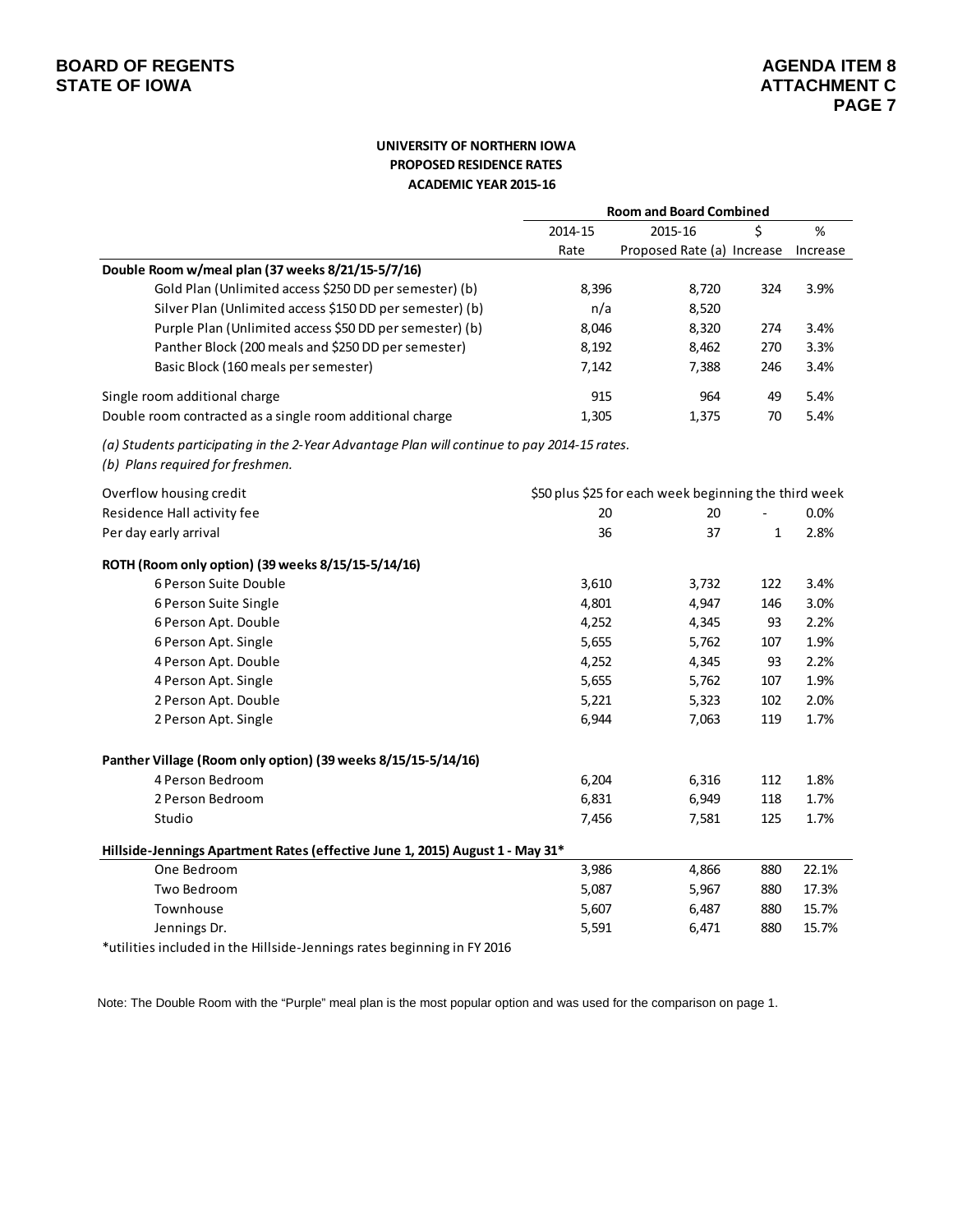**BOARD OF REGENTS**
**STATE OF IOWA**

**AGENDA ITEM 8**
**ATTACHMENT C**

## UNIVERSITY OF NORTHERN IOWA
## PROPOSED RESIDENCE RATES
## ACADEMIC YEAR 2015-16

| | Room and Board Combined | | | |
|---|---|---|---|---|
| | 2014-15 Rate | 2015-16 Proposed Rate (a) | $ Increase | % Increase |
| **Double Room w/meal plan (37 weeks 8/21/15-5/7/16)** | | | | |
| Gold Plan (Unlimited access $250 DD per semester) (b) | 8,396 | 8,720 | 324 | 3.9% |
| Silver Plan (Unlimited access $150 DD per semester) (b) | n/a | 8,520 | | |
| Purple Plan (Unlimited access $50 DD per semester) (b) | 8,046 | 8,320 | 274 | 3.4% |
| Panther Block (200 meals and $250 DD per semester) | 8,192 | 8,462 | 270 | 3.3% |
| Basic Block (160 meals per semester) | 7,142 | 7,388 | 246 | 3.4% |
| Single room additional charge | 915 | 964 | 49 | 5.4% |
| Double room contracted as a single room additional charge | 1,305 | 1,375 | 70 | 5.4% |

*(a) Students participating in the 2-Year Advantage Plan will continue to pay 2014-15 rates.*
*(b) Plans required for freshmen.*

| | 2014-15 Rate | 2015-16 Proposed Rate (a) | $ Increase | % Increase |
|---|---|---|---|---|
| Overflow housing credit | $50 plus $25 for each week beginning the third week | | | |
| Residence Hall activity fee | 20 | 20 | - | 0.0% |
| Per day early arrival | 36 | 37 | 1 | 2.8% |
| **ROTH (Room only option) (39 weeks 8/15/15-5/14/16)** | | | | |
| 6 Person Suite Double | 3,610 | 3,732 | 122 | 3.4% |
| 6 Person Suite Single | 4,801 | 4,947 | 146 | 3.0% |
| 6 Person Apt. Double | 4,252 | 4,345 | 93 | 2.2% |
| 6 Person Apt. Single | 5,655 | 5,762 | 107 | 1.9% |
| 4 Person Apt. Double | 4,252 | 4,345 | 93 | 2.2% |
| 4 Person Apt. Single | 5,655 | 5,762 | 107 | 1.9% |
| 2 Person Apt. Double | 5,221 | 5,323 | 102 | 2.0% |
| 2 Person Apt. Single | 6,944 | 7,063 | 119 | 1.7% |
| **Panther Village (Room only option) (39 weeks 8/15/15-5/14/16)** | | | | |
| 4 Person Bedroom | 6,204 | 6,316 | 112 | 1.8% |
| 2 Person Bedroom | 6,831 | 6,949 | 118 | 1.7% |
| Studio | 7,456 | 7,581 | 125 | 1.7% |
| **Hillside-Jennings Apartment Rates (effective June 1, 2015) August 1 - May 31*** | | | | |
| One Bedroom | 3,986 | 4,866 | 880 | 22.1% |
| Two Bedroom | 5,087 | 5,967 | 880 | 17.3% |
| Townhouse | 5,607 | 6,487 | 880 | 15.7% |
| Jennings Dr. | 5,591 | 6,471 | 880 | 15.7% |

*utilities included in the Hillside-Jennings rates beginning in FY 2016

Note: The Double Room with the "Purple" meal plan is the most popular option and was used for the comparison on page 1.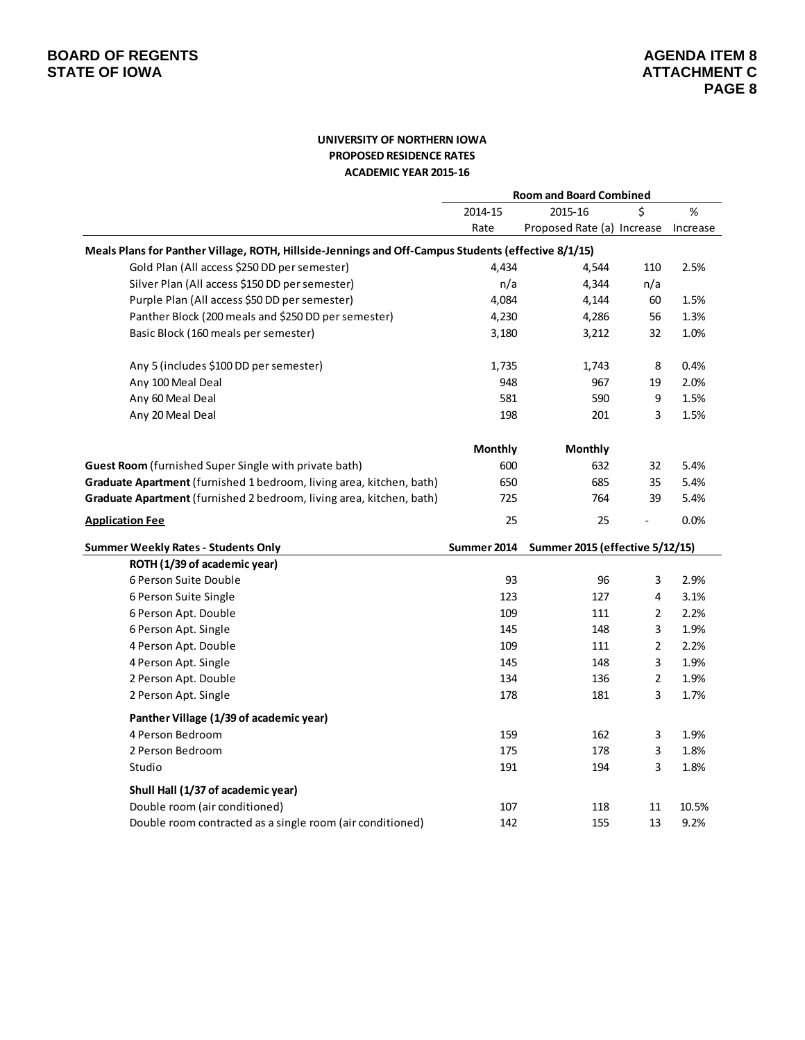**UNIVERSITY OF NORTHERN IOWA**
**PROPOSED RESIDENCE RATES**
**ACADEMIC YEAR 2015-16**

| | Room and Board Combined | | | |
|---|---|---|---|---|
| | 2014-15 Rate | 2015-16 Proposed Rate (a) | $ Increase | % Increase |
| **Meals Plans for Panther Village, ROTH, Hillside-Jennings and Off-Campus Students (effective 8/1/15)** | | | | |
| Gold Plan (All access $250 DD per semester) | 4,434 | 4,544 | 110 | 2.5% |
| Silver Plan (All access $150 DD per semester) | n/a | 4,344 | n/a | |
| Purple Plan (All access $50 DD per semester) | 4,084 | 4,144 | 60 | 1.5% |
| Panther Block (200 meals and $250 DD per semester) | 4,230 | 4,286 | 56 | 1.3% |
| Basic Block (160 meals per semester) | 3,180 | 3,212 | 32 | 1.0% |
| Any 5 (includes $100 DD per semester) | 1,735 | 1,743 | 8 | 0.4% |
| Any 100 Meal Deal | 948 | 967 | 19 | 2.0% |
| Any 60 Meal Deal | 581 | 590 | 9 | 1.5% |
| Any 20 Meal Deal | 198 | 201 | 3 | 1.5% |
| | **Monthly** | **Monthly** | | |
| **Guest Room** (furnished Super Single with private bath) | 600 | 632 | 32 | 5.4% |
| **Graduate Apartment** (furnished 1 bedroom, living area, kitchen, bath) | 650 | 685 | 35 | 5.4% |
| **Graduate Apartment** (furnished 2 bedroom, living area, kitchen, bath) | 725 | 764 | 39 | 5.4% |
| **Application Fee** | 25 | 25 | - | 0.0% |
| **Summer Weekly Rates - Students Only** | **Summer 2014** | **Summer 2015 (effective 5/12/15)** | | |
| **ROTH (1/39 of academic year)** | | | | |
| 6 Person Suite Double | 93 | 96 | 3 | 2.9% |
| 6 Person Suite Single | 123 | 127 | 4 | 3.1% |
| 6 Person Apt. Double | 109 | 111 | 2 | 2.2% |
| 6 Person Apt. Single | 145 | 148 | 3 | 1.9% |
| 4 Person Apt. Double | 109 | 111 | 2 | 2.2% |
| 4 Person Apt. Single | 145 | 148 | 3 | 1.9% |
| 2 Person Apt. Double | 134 | 136 | 2 | 1.9% |
| 2 Person Apt. Single | 178 | 181 | 3 | 1.7% |
| **Panther Village (1/39 of academic year)** | | | | |
| 4 Person Bedroom | 159 | 162 | 3 | 1.9% |
| 2 Person Bedroom | 175 | 178 | 3 | 1.8% |
| Studio | 191 | 194 | 3 | 1.8% |
| **Shull Hall (1/37 of academic year)** | | | | |
| Double room (air conditioned) | 107 | 118 | 11 | 10.5% |
| Double room contracted as a single room (air conditioned) | 142 | 155 | 13 | 9.2% |